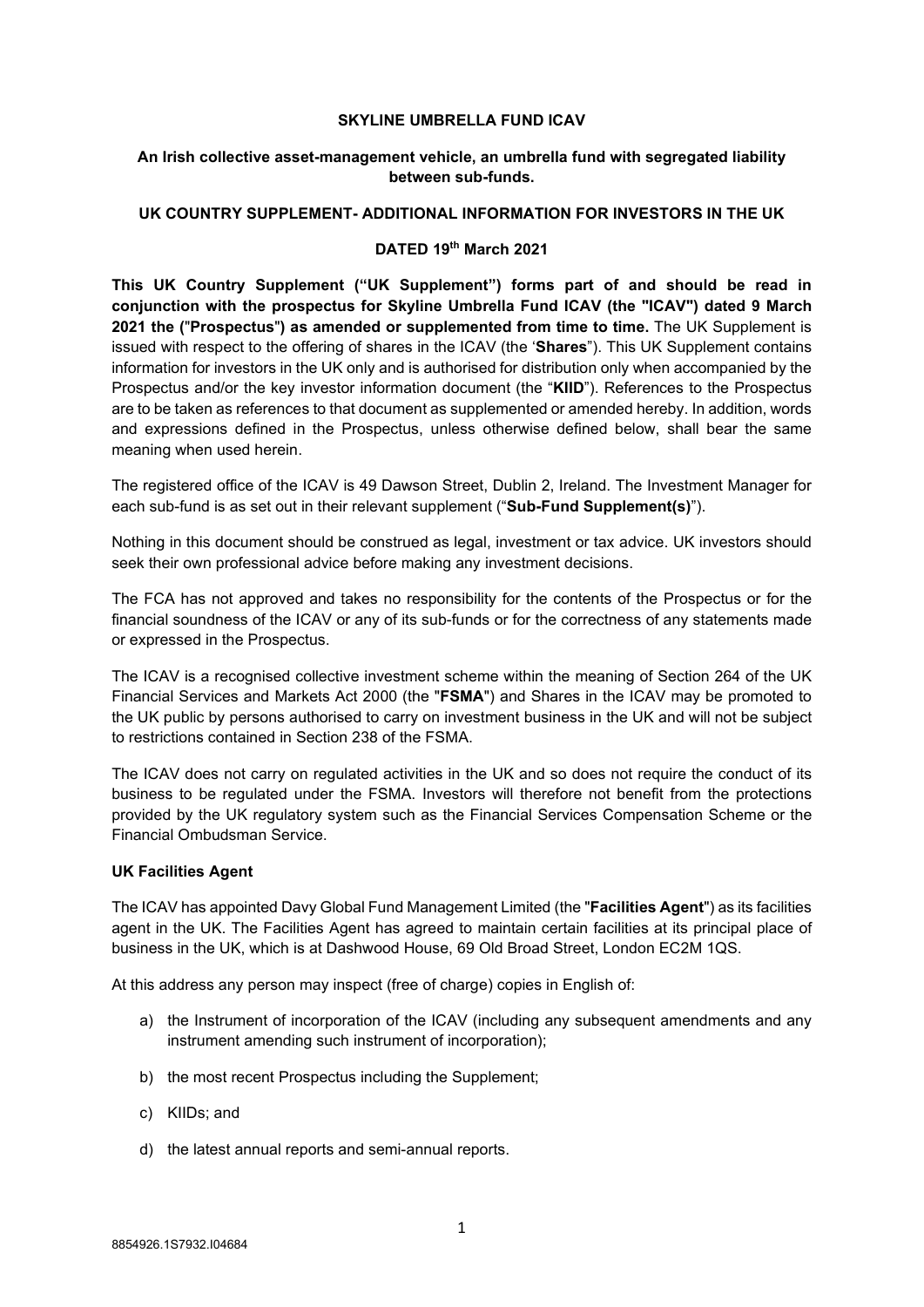**SKYLINE UMBRELLA FUND ICAV**

**An Irish collective asset-management vehicle, an umbrella fund with segregated liability between sub-funds.**

**UK COUNTRY SUPPLEMENT- ADDITIONAL INFORMATION FOR INVESTORS IN THE UK**

**DATED 19th March 2021**

**This UK Country Supplement ("UK Supplement") forms part of and should be read in conjunction with the prospectus for Skyline Umbrella Fund ICAV (the "ICAV") dated 9 March 2021 the ("Prospectus") as amended or supplemented from time to time.** The UK Supplement is issued with respect to the offering of shares in the ICAV (the '**Shares**"). This UK Supplement contains information for investors in the UK only and is authorised for distribution only when accompanied by the Prospectus and/or the key investor information document (the "**KIID**"). References to the Prospectus are to be taken as references to that document as supplemented or amended hereby. In addition, words and expressions defined in the Prospectus, unless otherwise defined below, shall bear the same meaning when used herein.

The registered office of the ICAV is 49 Dawson Street, Dublin 2, Ireland. The Investment Manager for each sub-fund is as set out in their relevant supplement ("**Sub-Fund Supplement(s)**").

Nothing in this document should be construed as legal, investment or tax advice. UK investors should seek their own professional advice before making any investment decisions.

The FCA has not approved and takes no responsibility for the contents of the Prospectus or for the financial soundness of the ICAV or any of its sub-funds or for the correctness of any statements made or expressed in the Prospectus.

The ICAV is a recognised collective investment scheme within the meaning of Section 264 of the UK Financial Services and Markets Act 2000 (the "**FSMA**") and Shares in the ICAV may be promoted to the UK public by persons authorised to carry on investment business in the UK and will not be subject to restrictions contained in Section 238 of the FSMA.

The ICAV does not carry on regulated activities in the UK and so does not require the conduct of its business to be regulated under the FSMA. Investors will therefore not benefit from the protections provided by the UK regulatory system such as the Financial Services Compensation Scheme or the Financial Ombudsman Service.

**UK Facilities Agent**

The ICAV has appointed Davy Global Fund Management Limited (the "**Facilities Agent**") as its facilities agent in the UK. The Facilities Agent has agreed to maintain certain facilities at its principal place of business in the UK, which is at Dashwood House, 69 Old Broad Street, London EC2M 1QS.

At this address any person may inspect (free of charge) copies in English of:

a) the Instrument of incorporation of the ICAV (including any subsequent amendments and any instrument amending such instrument of incorporation);

b) the most recent Prospectus including the Supplement;

c) KIIDs; and

d) the latest annual reports and semi-annual reports.

8854926.1S7932.I04684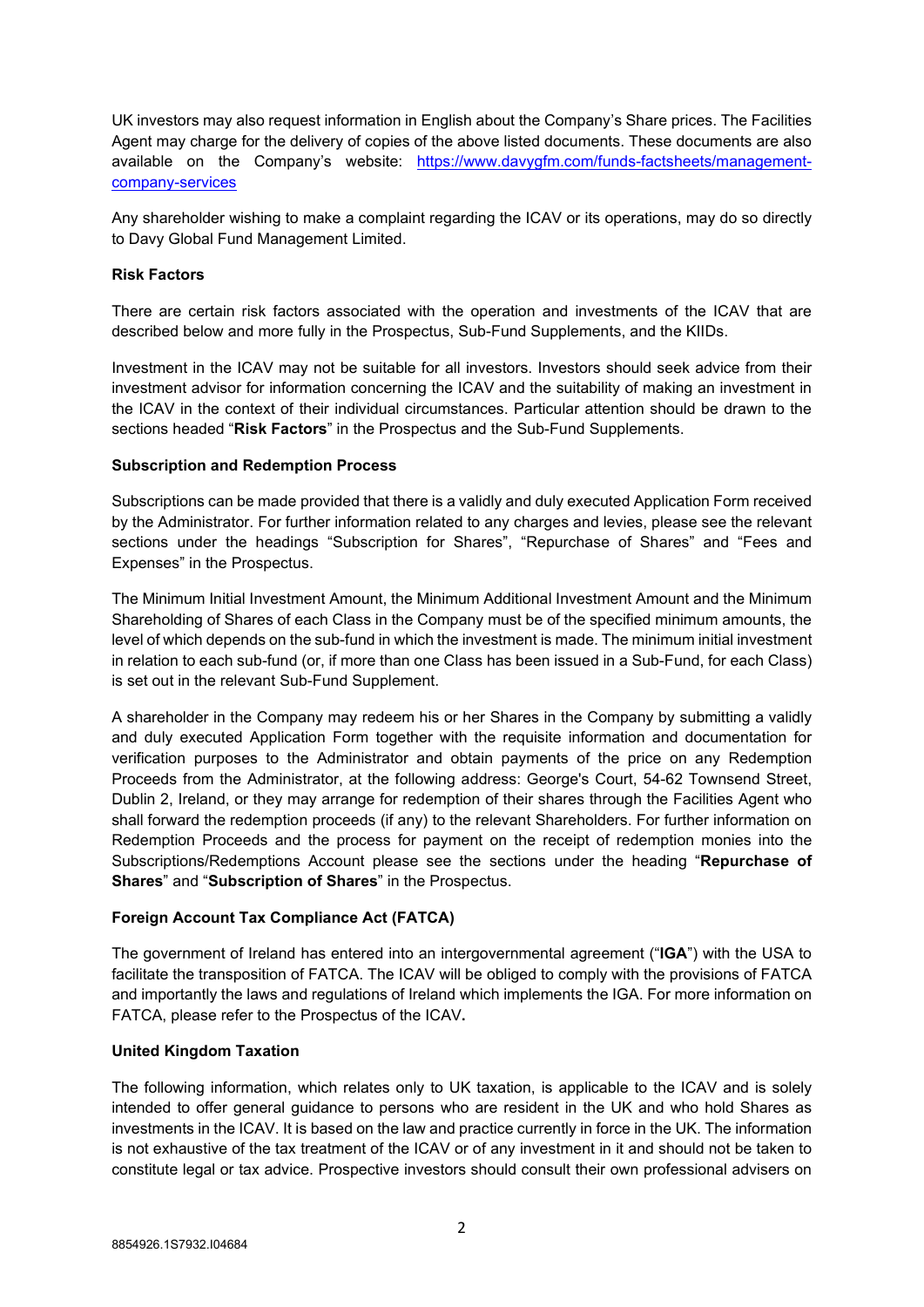UK investors may also request information in English about the Company's Share prices. The Facilities Agent may charge for the delivery of copies of the above listed documents. These documents are also available on the Company's website: https://www.davygfm.com/funds-factsheets/management-company-services

Any shareholder wishing to make a complaint regarding the ICAV or its operations, may do so directly to Davy Global Fund Management Limited.

**Risk Factors**

There are certain risk factors associated with the operation and investments of the ICAV that are described below and more fully in the Prospectus, Sub-Fund Supplements, and the KIIDs.

Investment in the ICAV may not be suitable for all investors. Investors should seek advice from their investment advisor for information concerning the ICAV and the suitability of making an investment in the ICAV in the context of their individual circumstances. Particular attention should be drawn to the sections headed "**Risk Factors**" in the Prospectus and the Sub-Fund Supplements.

**Subscription and Redemption Process**

Subscriptions can be made provided that there is a validly and duly executed Application Form received by the Administrator. For further information related to any charges and levies, please see the relevant sections under the headings "Subscription for Shares", "Repurchase of Shares" and "Fees and Expenses" in the Prospectus.

The Minimum Initial Investment Amount, the Minimum Additional Investment Amount and the Minimum Shareholding of Shares of each Class in the Company must be of the specified minimum amounts, the level of which depends on the sub-fund in which the investment is made. The minimum initial investment in relation to each sub-fund (or, if more than one Class has been issued in a Sub-Fund, for each Class) is set out in the relevant Sub-Fund Supplement.

A shareholder in the Company may redeem his or her Shares in the Company by submitting a validly and duly executed Application Form together with the requisite information and documentation for verification purposes to the Administrator and obtain payments of the price on any Redemption Proceeds from the Administrator, at the following address: George's Court, 54-62 Townsend Street, Dublin 2, Ireland, or they may arrange for redemption of their shares through the Facilities Agent who shall forward the redemption proceeds (if any) to the relevant Shareholders. For further information on Redemption Proceeds and the process for payment on the receipt of redemption monies into the Subscriptions/Redemptions Account please see the sections under the heading "**Repurchase of Shares**" and "**Subscription of Shares**" in the Prospectus.

**Foreign Account Tax Compliance Act (FATCA)**

The government of Ireland has entered into an intergovernmental agreement ("**IGA**") with the USA to facilitate the transposition of FATCA. The ICAV will be obliged to comply with the provisions of FATCA and importantly the laws and regulations of Ireland which implements the IGA. For more information on FATCA, please refer to the Prospectus of the ICAV**.**

**United Kingdom Taxation**

The following information, which relates only to UK taxation, is applicable to the ICAV and is solely intended to offer general guidance to persons who are resident in the UK and who hold Shares as investments in the ICAV. It is based on the law and practice currently in force in the UK. The information is not exhaustive of the tax treatment of the ICAV or of any investment in it and should not be taken to constitute legal or tax advice. Prospective investors should consult their own professional advisers on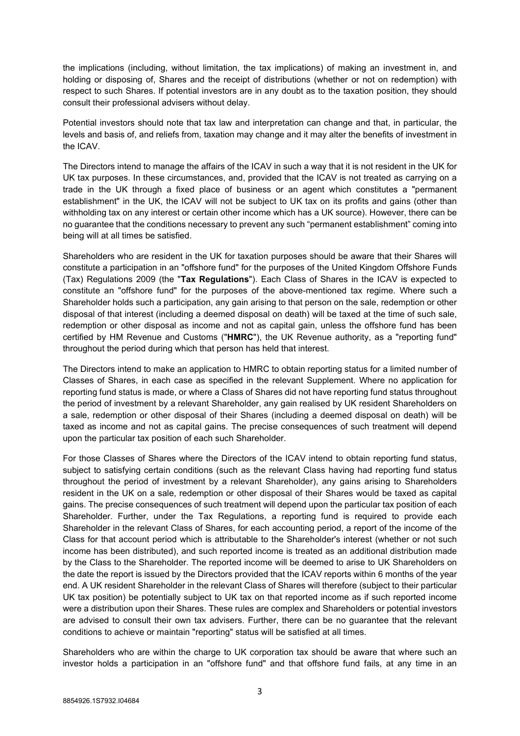the implications (including, without limitation, the tax implications) of making an investment in, and holding or disposing of, Shares and the receipt of distributions (whether or not on redemption) with respect to such Shares. If potential investors are in any doubt as to the taxation position, they should consult their professional advisers without delay.

Potential investors should note that tax law and interpretation can change and that, in particular, the levels and basis of, and reliefs from, taxation may change and it may alter the benefits of investment in the ICAV.

The Directors intend to manage the affairs of the ICAV in such a way that it is not resident in the UK for UK tax purposes. In these circumstances, and, provided that the ICAV is not treated as carrying on a trade in the UK through a fixed place of business or an agent which constitutes a "permanent establishment" in the UK, the ICAV will not be subject to UK tax on its profits and gains (other than withholding tax on any interest or certain other income which has a UK source). However, there can be no guarantee that the conditions necessary to prevent any such "permanent establishment" coming into being will at all times be satisfied.

Shareholders who are resident in the UK for taxation purposes should be aware that their Shares will constitute a participation in an "offshore fund" for the purposes of the United Kingdom Offshore Funds (Tax) Regulations 2009 (the "**Tax Regulations**"). Each Class of Shares in the ICAV is expected to constitute an "offshore fund" for the purposes of the above-mentioned tax regime. Where such a Shareholder holds such a participation, any gain arising to that person on the sale, redemption or other disposal of that interest (including a deemed disposal on death) will be taxed at the time of such sale, redemption or other disposal as income and not as capital gain, unless the offshore fund has been certified by HM Revenue and Customs ("**HMRC**"), the UK Revenue authority, as a "reporting fund" throughout the period during which that person has held that interest.

The Directors intend to make an application to HMRC to obtain reporting status for a limited number of Classes of Shares, in each case as specified in the relevant Supplement. Where no application for reporting fund status is made, or where a Class of Shares did not have reporting fund status throughout the period of investment by a relevant Shareholder, any gain realised by UK resident Shareholders on a sale, redemption or other disposal of their Shares (including a deemed disposal on death) will be taxed as income and not as capital gains. The precise consequences of such treatment will depend upon the particular tax position of each such Shareholder.

For those Classes of Shares where the Directors of the ICAV intend to obtain reporting fund status, subject to satisfying certain conditions (such as the relevant Class having had reporting fund status throughout the period of investment by a relevant Shareholder), any gains arising to Shareholders resident in the UK on a sale, redemption or other disposal of their Shares would be taxed as capital gains. The precise consequences of such treatment will depend upon the particular tax position of each Shareholder. Further, under the Tax Regulations, a reporting fund is required to provide each Shareholder in the relevant Class of Shares, for each accounting period, a report of the income of the Class for that account period which is attributable to the Shareholder's interest (whether or not such income has been distributed), and such reported income is treated as an additional distribution made by the Class to the Shareholder. The reported income will be deemed to arise to UK Shareholders on the date the report is issued by the Directors provided that the ICAV reports within 6 months of the year end. A UK resident Shareholder in the relevant Class of Shares will therefore (subject to their particular UK tax position) be potentially subject to UK tax on that reported income as if such reported income were a distribution upon their Shares. These rules are complex and Shareholders or potential investors are advised to consult their own tax advisers. Further, there can be no guarantee that the relevant conditions to achieve or maintain "reporting" status will be satisfied at all times.

Shareholders who are within the charge to UK corporation tax should be aware that where such an investor holds a participation in an "offshore fund" and that offshore fund fails, at any time in an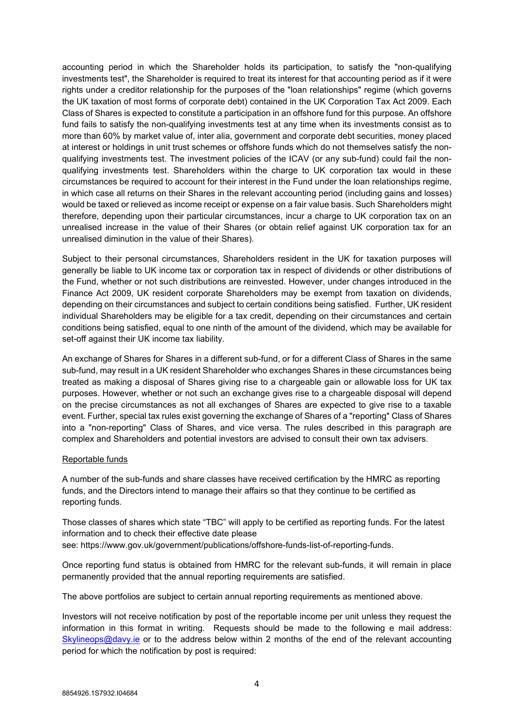accounting period in which the Shareholder holds its participation, to satisfy the "non-qualifying investments test", the Shareholder is required to treat its interest for that accounting period as if it were rights under a creditor relationship for the purposes of the "loan relationships" regime (which governs the UK taxation of most forms of corporate debt) contained in the UK Corporation Tax Act 2009. Each Class of Shares is expected to constitute a participation in an offshore fund for this purpose. An offshore fund fails to satisfy the non-qualifying investments test at any time when its investments consist as to more than 60% by market value of, inter alia, government and corporate debt securities, money placed at interest or holdings in unit trust schemes or offshore funds which do not themselves satisfy the non-qualifying investments test. The investment policies of the ICAV (or any sub-fund) could fail the non-qualifying investments test. Shareholders within the charge to UK corporation tax would in these circumstances be required to account for their interest in the Fund under the loan relationships regime, in which case all returns on their Shares in the relevant accounting period (including gains and losses) would be taxed or relieved as income receipt or expense on a fair value basis. Such Shareholders might therefore, depending upon their particular circumstances, incur a charge to UK corporation tax on an unrealised increase in the value of their Shares (or obtain relief against UK corporation tax for an unrealised diminution in the value of their Shares).

Subject to their personal circumstances, Shareholders resident in the UK for taxation purposes will generally be liable to UK income tax or corporation tax in respect of dividends or other distributions of the Fund, whether or not such distributions are reinvested. However, under changes introduced in the Finance Act 2009, UK resident corporate Shareholders may be exempt from taxation on dividends, depending on their circumstances and subject to certain conditions being satisfied. Further, UK resident individual Shareholders may be eligible for a tax credit, depending on their circumstances and certain conditions being satisfied, equal to one ninth of the amount of the dividend, which may be available for set-off against their UK income tax liability.

An exchange of Shares for Shares in a different sub-fund, or for a different Class of Shares in the same sub-fund, may result in a UK resident Shareholder who exchanges Shares in these circumstances being treated as making a disposal of Shares giving rise to a chargeable gain or allowable loss for UK tax purposes. However, whether or not such an exchange gives rise to a chargeable disposal will depend on the precise circumstances as not all exchanges of Shares are expected to give rise to a taxable event. Further, special tax rules exist governing the exchange of Shares of a "reporting" Class of Shares into a "non-reporting" Class of Shares, and vice versa. The rules described in this paragraph are complex and Shareholders and potential investors are advised to consult their own tax advisers.

Reportable funds

A number of the sub-funds and share classes have received certification by the HMRC as reporting funds, and the Directors intend to manage their affairs so that they continue to be certified as reporting funds.

Those classes of shares which state "TBC" will apply to be certified as reporting funds. For the latest information and to check their effective date please see: https://www.gov.uk/government/publications/offshore-funds-list-of-reporting-funds.

Once reporting fund status is obtained from HMRC for the relevant sub-funds, it will remain in place permanently provided that the annual reporting requirements are satisfied.

The above portfolios are subject to certain annual reporting requirements as mentioned above.

Investors will not receive notification by post of the reportable income per unit unless they request the information in this format in writing. Requests should be made to the following e mail address: Skylineops@davy.ie or to the address below within 2 months of the end of the relevant accounting period for which the notification by post is required: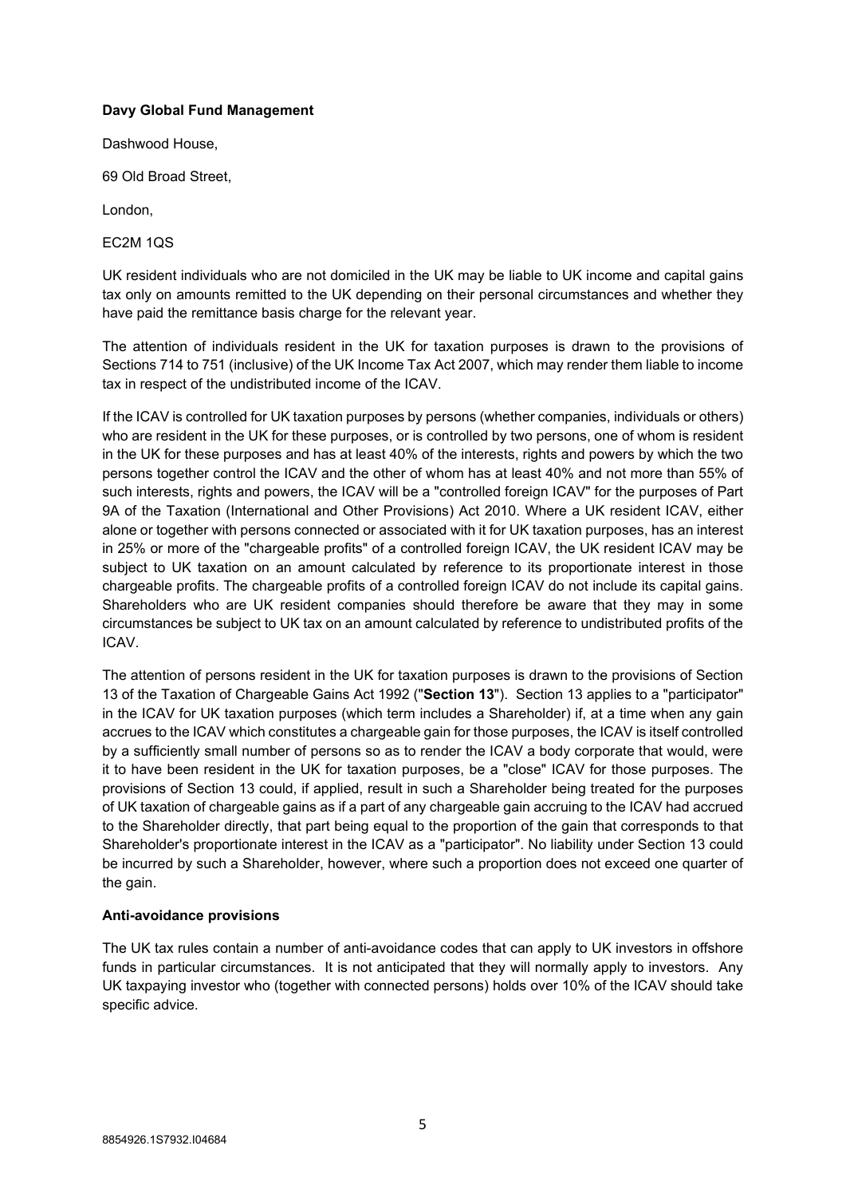**Davy Global Fund Management**

Dashwood House,

69 Old Broad Street,

London,

EC2M 1QS

UK resident individuals who are not domiciled in the UK may be liable to UK income and capital gains tax only on amounts remitted to the UK depending on their personal circumstances and whether they have paid the remittance basis charge for the relevant year.

The attention of individuals resident in the UK for taxation purposes is drawn to the provisions of Sections 714 to 751 (inclusive) of the UK Income Tax Act 2007, which may render them liable to income tax in respect of the undistributed income of the ICAV.

If the ICAV is controlled for UK taxation purposes by persons (whether companies, individuals or others) who are resident in the UK for these purposes, or is controlled by two persons, one of whom is resident in the UK for these purposes and has at least 40% of the interests, rights and powers by which the two persons together control the ICAV and the other of whom has at least 40% and not more than 55% of such interests, rights and powers, the ICAV will be a "controlled foreign ICAV" for the purposes of Part 9A of the Taxation (International and Other Provisions) Act 2010. Where a UK resident ICAV, either alone or together with persons connected or associated with it for UK taxation purposes, has an interest in 25% or more of the "chargeable profits" of a controlled foreign ICAV, the UK resident ICAV may be subject to UK taxation on an amount calculated by reference to its proportionate interest in those chargeable profits. The chargeable profits of a controlled foreign ICAV do not include its capital gains. Shareholders who are UK resident companies should therefore be aware that they may in some circumstances be subject to UK tax on an amount calculated by reference to undistributed profits of the ICAV.

The attention of persons resident in the UK for taxation purposes is drawn to the provisions of Section 13 of the Taxation of Chargeable Gains Act 1992 ("**Section 13**"). Section 13 applies to a "participator" in the ICAV for UK taxation purposes (which term includes a Shareholder) if, at a time when any gain accrues to the ICAV which constitutes a chargeable gain for those purposes, the ICAV is itself controlled by a sufficiently small number of persons so as to render the ICAV a body corporate that would, were it to have been resident in the UK for taxation purposes, be a "close" ICAV for those purposes. The provisions of Section 13 could, if applied, result in such a Shareholder being treated for the purposes of UK taxation of chargeable gains as if a part of any chargeable gain accruing to the ICAV had accrued to the Shareholder directly, that part being equal to the proportion of the gain that corresponds to that Shareholder's proportionate interest in the ICAV as a "participator". No liability under Section 13 could be incurred by such a Shareholder, however, where such a proportion does not exceed one quarter of the gain.

**Anti-avoidance provisions**

The UK tax rules contain a number of anti-avoidance codes that can apply to UK investors in offshore funds in particular circumstances. It is not anticipated that they will normally apply to investors. Any UK taxpaying investor who (together with connected persons) holds over 10% of the ICAV should take specific advice.

8854926.1S7932.I04684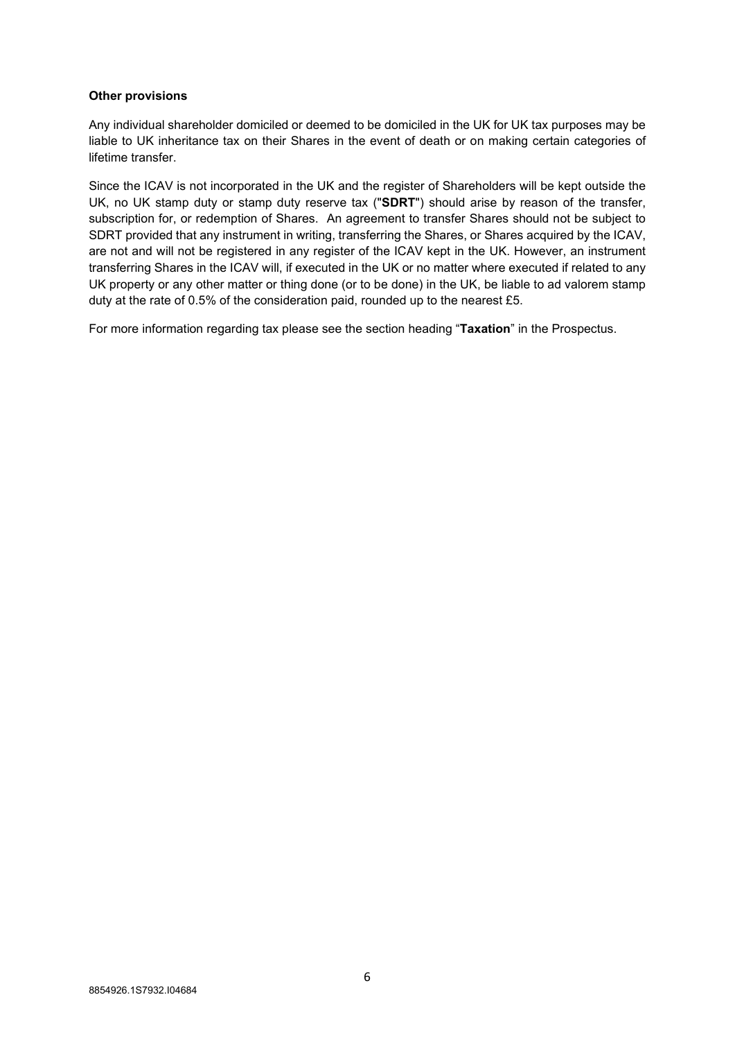**Other provisions**

Any individual shareholder domiciled or deemed to be domiciled in the UK for UK tax purposes may be liable to UK inheritance tax on their Shares in the event of death or on making certain categories of lifetime transfer.

Since the ICAV is not incorporated in the UK and the register of Shareholders will be kept outside the UK, no UK stamp duty or stamp duty reserve tax ("**SDRT**") should arise by reason of the transfer, subscription for, or redemption of Shares. An agreement to transfer Shares should not be subject to SDRT provided that any instrument in writing, transferring the Shares, or Shares acquired by the ICAV, are not and will not be registered in any register of the ICAV kept in the UK. However, an instrument transferring Shares in the ICAV will, if executed in the UK or no matter where executed if related to any UK property or any other matter or thing done (or to be done) in the UK, be liable to ad valorem stamp duty at the rate of 0.5% of the consideration paid, rounded up to the nearest £5.

For more information regarding tax please see the section heading "**Taxation**" in the Prospectus.

8854926.1S7932.I04684